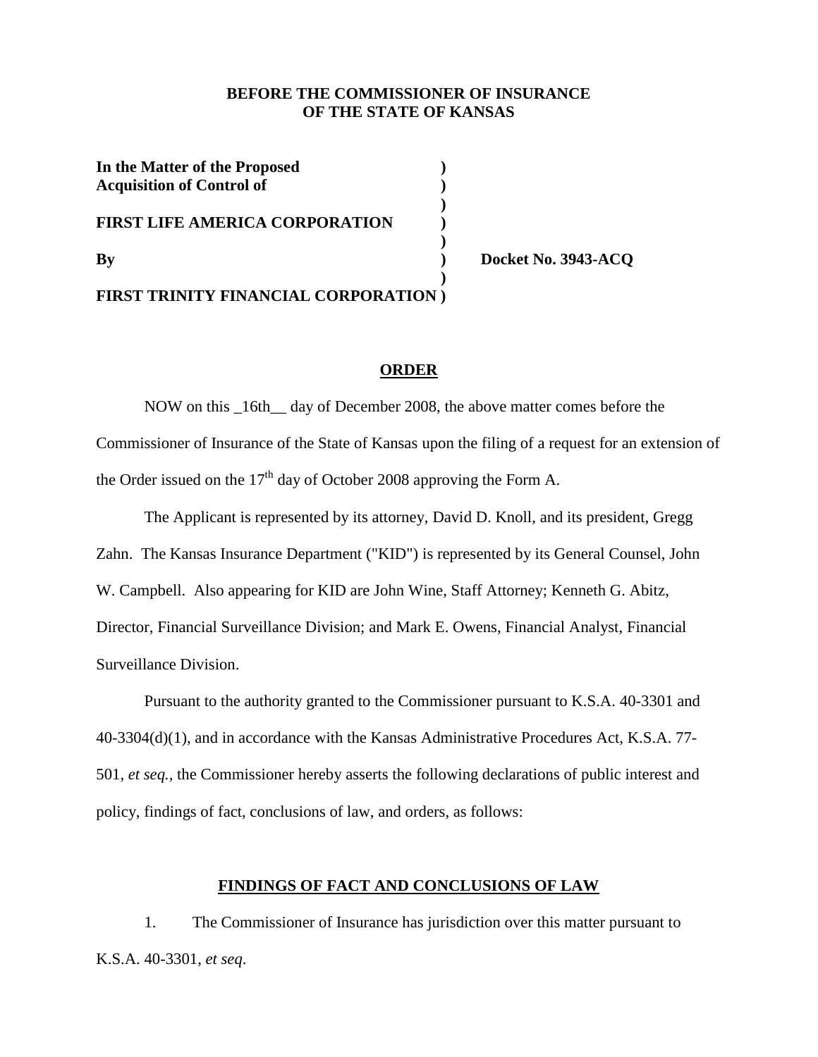**BEFORE THE COMMISSIONER OF INSURANCE**
**OF THE STATE OF KANSAS**

| | | |
|---|---|---|
| **In the Matter of the Proposed Acquisition of Control of** | **)** | |
| | **)** | |
| **FIRST LIFE AMERICA CORPORATION** | **)** | |
| | **)** | |
| **By** | **)** | **Docket No. 3943-ACQ** |
| | **)** | |
| **FIRST TRINITY FINANCIAL CORPORATION** | **)** | |

## ORDER

NOW on this _16th__ day of December 2008, the above matter comes before the Commissioner of Insurance of the State of Kansas upon the filing of a request for an extension of the Order issued on the 17th day of October 2008 approving the Form A.

The Applicant is represented by its attorney, David D. Knoll, and its president, Gregg Zahn. The Kansas Insurance Department ("KID") is represented by its General Counsel, John W. Campbell. Also appearing for KID are John Wine, Staff Attorney; Kenneth G. Abitz, Director, Financial Surveillance Division; and Mark E. Owens, Financial Analyst, Financial Surveillance Division.

Pursuant to the authority granted to the Commissioner pursuant to K.S.A. 40-3301 and 40-3304(d)(1), and in accordance with the Kansas Administrative Procedures Act, K.S.A. 77-501, *et seq.*, the Commissioner hereby asserts the following declarations of public interest and policy, findings of fact, conclusions of law, and orders, as follows:

## FINDINGS OF FACT AND CONCLUSIONS OF LAW

1. The Commissioner of Insurance has jurisdiction over this matter pursuant to K.S.A. 40-3301, *et seq*.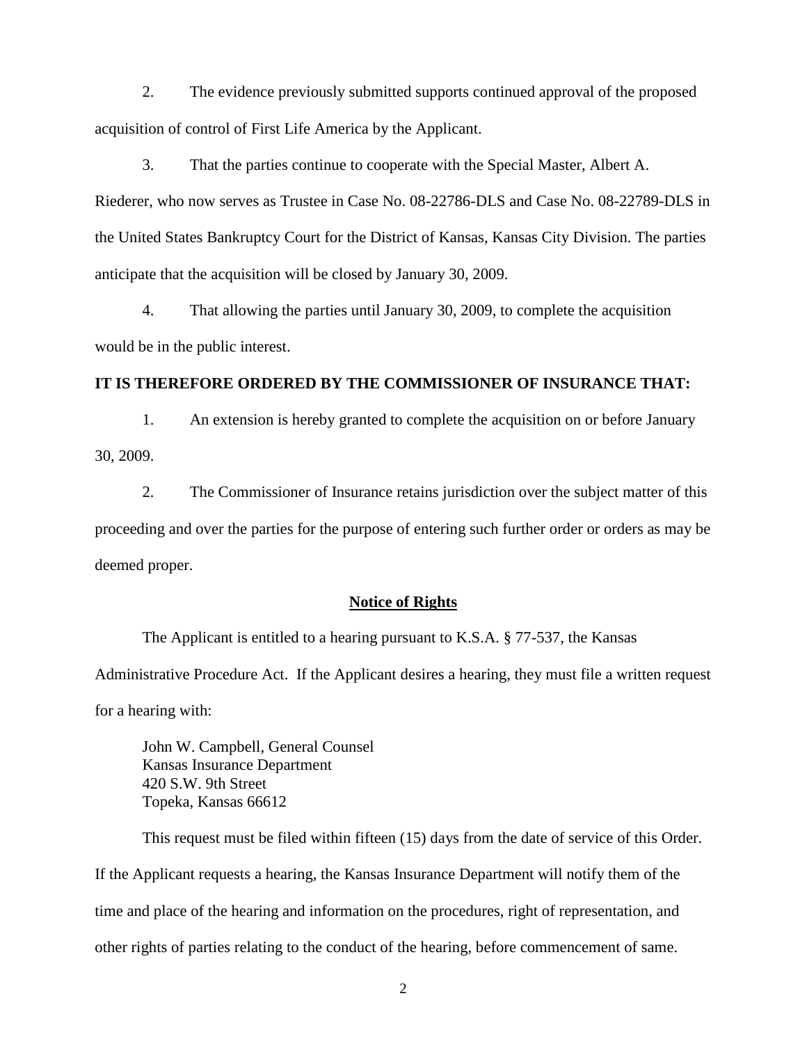2. The evidence previously submitted supports continued approval of the proposed acquisition of control of First Life America by the Applicant.

3. That the parties continue to cooperate with the Special Master, Albert A. Riederer, who now serves as Trustee in Case No. 08-22786-DLS and Case No. 08-22789-DLS in the United States Bankruptcy Court for the District of Kansas, Kansas City Division. The parties anticipate that the acquisition will be closed by January 30, 2009.

4. That allowing the parties until January 30, 2009, to complete the acquisition would be in the public interest.

**IT IS THEREFORE ORDERED BY THE COMMISSIONER OF INSURANCE THAT:**

1. An extension is hereby granted to complete the acquisition on or before January 30, 2009.

2. The Commissioner of Insurance retains jurisdiction over the subject matter of this proceeding and over the parties for the purpose of entering such further order or orders as may be deemed proper.

**Notice of Rights**

The Applicant is entitled to a hearing pursuant to K.S.A. § 77-537, the Kansas Administrative Procedure Act. If the Applicant desires a hearing, they must file a written request for a hearing with:

John W. Campbell, General Counsel
Kansas Insurance Department
420 S.W. 9th Street
Topeka, Kansas 66612

This request must be filed within fifteen (15) days from the date of service of this Order. If the Applicant requests a hearing, the Kansas Insurance Department will notify them of the time and place of the hearing and information on the procedures, right of representation, and other rights of parties relating to the conduct of the hearing, before commencement of same.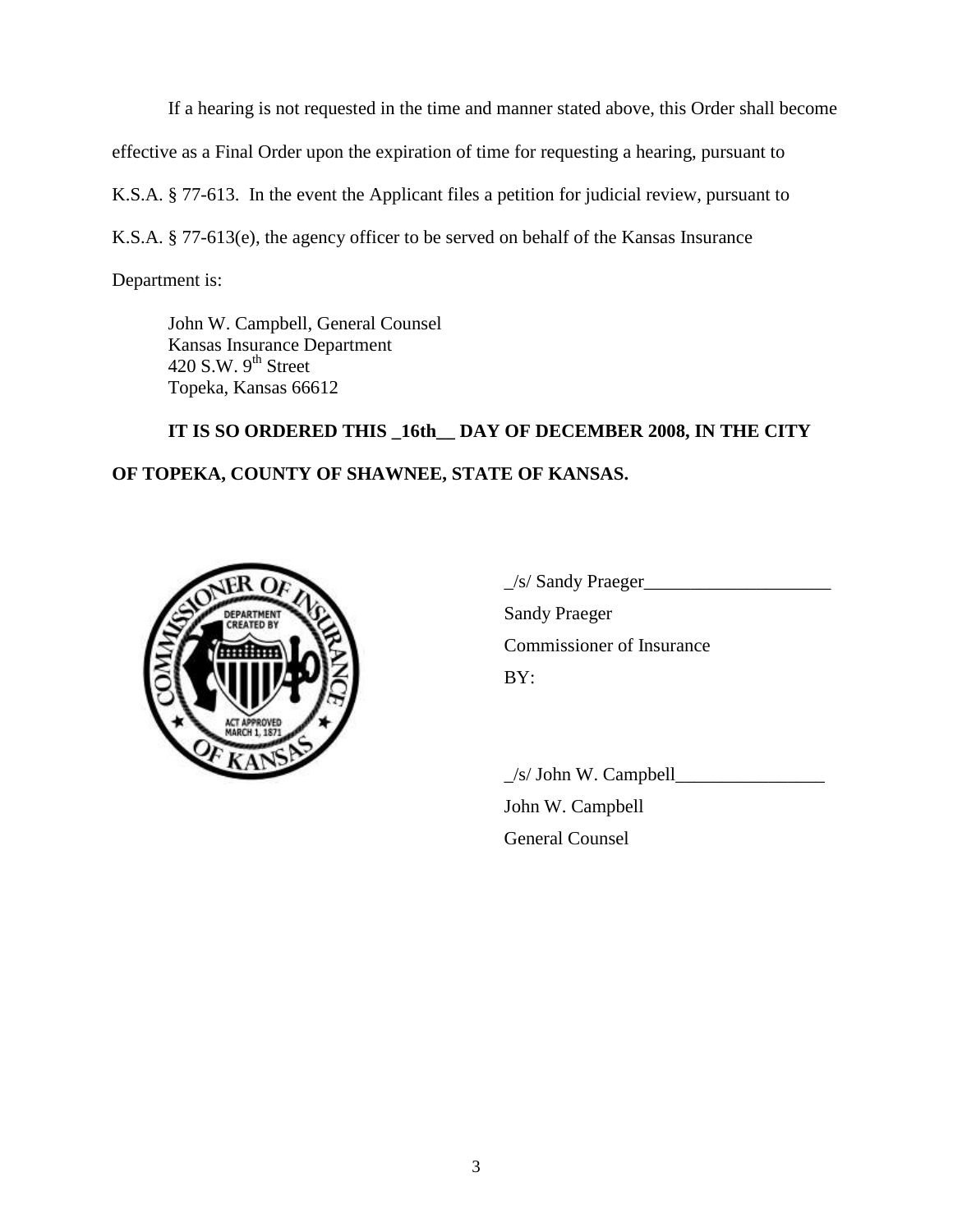If a hearing is not requested in the time and manner stated above, this Order shall become effective as a Final Order upon the expiration of time for requesting a hearing, pursuant to K.S.A. § 77-613. In the event the Applicant files a petition for judicial review, pursuant to K.S.A. § 77-613(e), the agency officer to be served on behalf of the Kansas Insurance Department is:

John W. Campbell, General Counsel
Kansas Insurance Department
420 S.W. 9th Street
Topeka, Kansas 66612

**IT IS SO ORDERED THIS _16th__ DAY OF DECEMBER 2008, IN THE CITY OF TOPEKA, COUNTY OF SHAWNEE, STATE OF KANSAS.**

_/s/ Sandy Praeger____________________
Sandy Praeger
Commissioner of Insurance
BY:

_/s/ John W. Campbell________________
John W. Campbell
General Counsel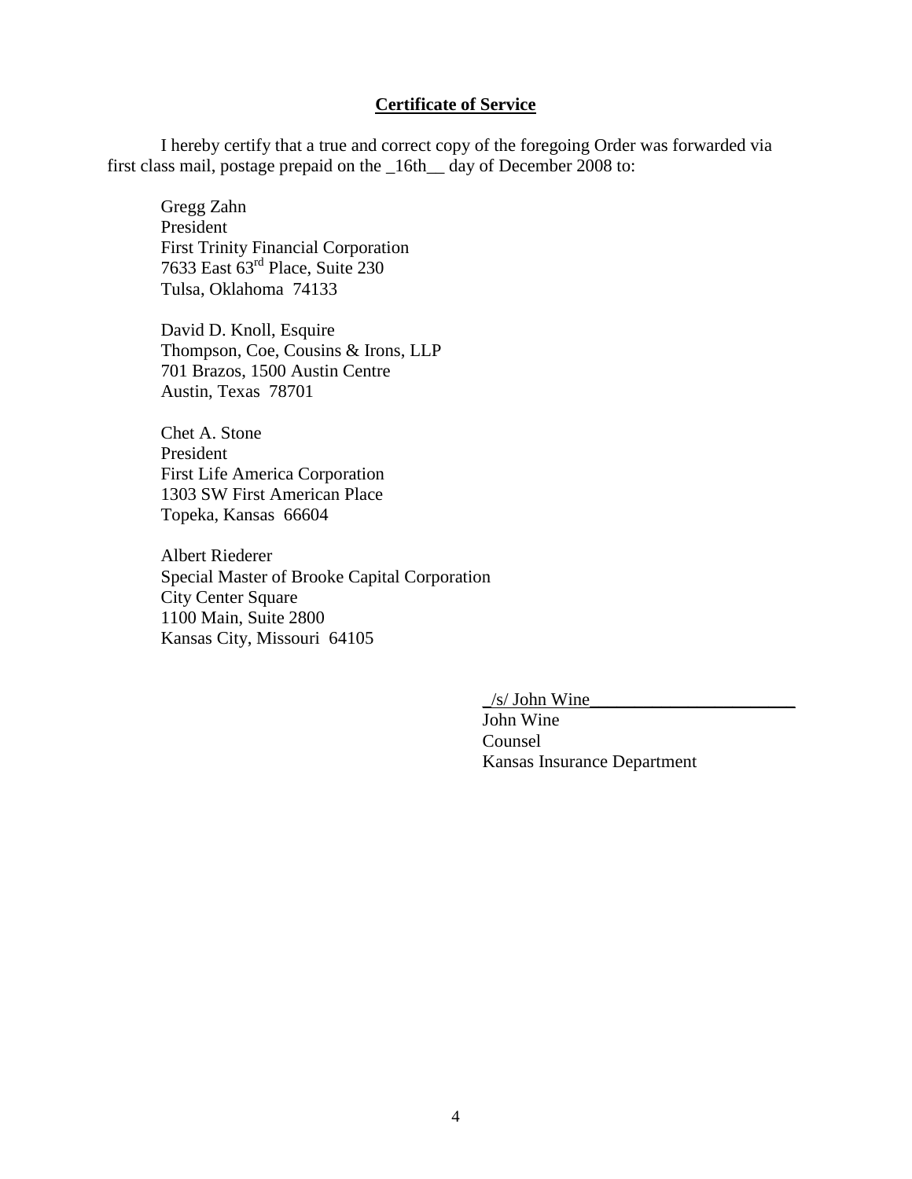**Certificate of Service**

I hereby certify that a true and correct copy of the foregoing Order was forwarded via first class mail, postage prepaid on the _16th__ day of December 2008 to:

Gregg Zahn
President
First Trinity Financial Corporation
7633 East 63rd Place, Suite 230
Tulsa, Oklahoma 74133

David D. Knoll, Esquire
Thompson, Coe, Cousins & Irons, LLP
701 Brazos, 1500 Austin Centre
Austin, Texas 78701

Chet A. Stone
President
First Life America Corporation
1303 SW First American Place
Topeka, Kansas 66604

Albert Riederer
Special Master of Brooke Capital Corporation
City Center Square
1100 Main, Suite 2800
Kansas City, Missouri 64105

_/s/ John Wine________________________
John Wine
Counsel
Kansas Insurance Department